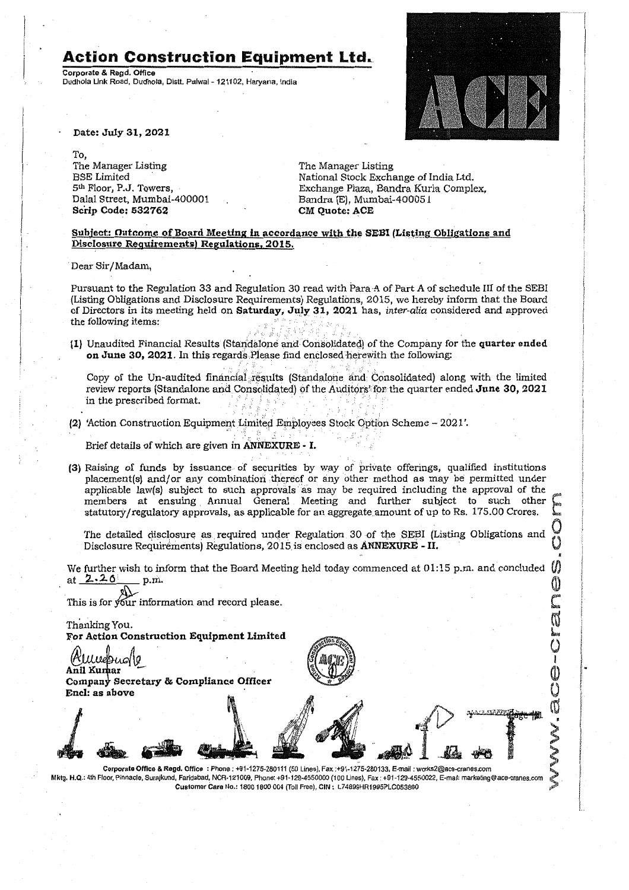# Action Construction Equipment Ltd.

**Corporate & Regd. Office**
Dudhola Link Road, Dudhola, Distt. Palwal - 121102, Haryana, India

Date: **July 31, 2021**

To,

| | |
|---|---|
| The Manager Listing | The Manager Listing |
| BSE Limited | National Stock Exchange of India Ltd. |
| 5th Floor, P.J. Towers, | Exchange Plaza, Bandra Kurla Complex, |
| Dalal Street, Mumbai-400001 | Bandra (E), Mumbai-400051 |
| **Scrip Code: 532762** | **CM Quote: ACE** |

**Subject: Outcome of Board Meeting in accordance with the SEBI (Listing Obligations and Disclosure Requirements) Regulations, 2015.**

Dear Sir/Madam,

Pursuant to the Regulation 33 and Regulation 30 read with Para A of Part A of schedule III of the SEBI (Listing Obligations and Disclosure Requirements) Regulations, 2015, we hereby inform that the Board of Directors in its meeting held on **Saturday, July 31, 2021** has, *inter-alia* considered and approved the following items:

(1) Unaudited Financial Results (Standalone and Consolidated) of the Company for the **quarter ended on June 30, 2021**. In this regards Please find enclosed herewith the following:

Copy of the Un-audited financial results (Standalone and Consolidated) along with the limited review reports (Standalone and Consolidated) of the Auditors' for the quarter ended **June 30, 2021** in the prescribed format.

(2) 'Action Construction Equipment Limited Employees Stock Option Scheme – 2021'.

Brief details of which are given in **ANNEXURE - I.**

(3) Raising of funds by issuance of securities by way of private offerings, qualified institutions placement(s) and/or any combination thereof or any other method as may be permitted under applicable law(s) subject to such approvals as may be required including the approval of the members at ensuing Annual General Meeting and further subject to such other statutory/regulatory approvals, as applicable for an aggregate amount of up to Rs. 175.00 Crores.

The detailed disclosure as required under Regulation 30 of the SEBI (Listing Obligations and Disclosure Requirements) Regulations, 2015 is enclosed as **ANNEXURE - II.**

We further wish to inform that the Board Meeting held today commenced at 01:15 p.m. and concluded at 2.20 p.m.

This is for your information and record please.

Thanking You.
**For Action Construction Equipment Limited**

**Anil Kumar**
**Company Secretary & Compliance Officer**
**Encl: as above**

www.ace-cranes.com

Corporate Office & Regd. Office : Phone : +91-1275-280111 (50 Lines), Fax :+91-1275-280133, E-mail : works2@ace-cranes.com
Mktg. H.Q.: 4th Floor, Pinnacle, Surajkund, Faridabad, NCR-121009, Phone: +91-129-4550000 (100 Lines), Fax : +91-129-4550022, E-mail: marketing@ace-cranes.com
Customer Care No.: 1800 1800 004 (Toll Free), CIN : L74899HR1995PLC053860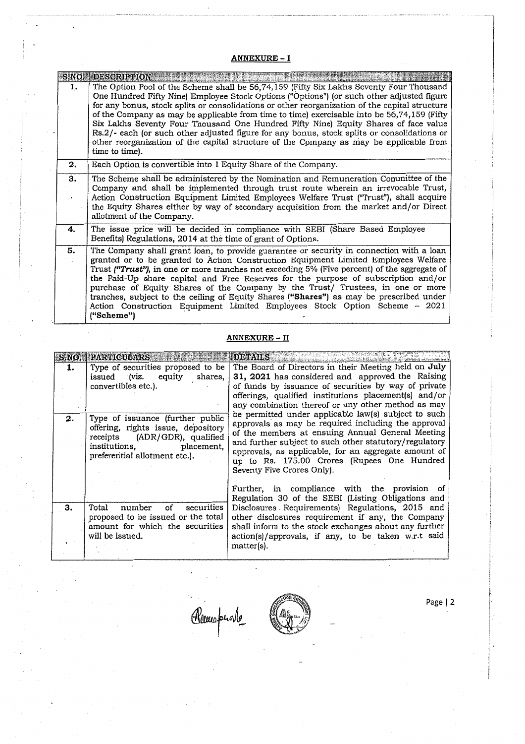## ANNEXURE – I

| S.NO. | DESCRIPTION |
|---|---|
| 1. | The Option Pool of the Scheme shall be 56,74,159 (Fifty Six Lakhs Seventy Four Thousand One Hundred Fifty Nine) Employee Stock Options ("Options") (or such other adjusted figure for any bonus, stock splits or consolidations or other reorganization of the capital structure of the Company as may be applicable from time to time) exercisable into be 56,74,159 (Fifty Six Lakhs Seventy Four Thousand One Hundred Fifty Nine) Equity Shares of face value Rs.2/- each (or such other adjusted figure for any bonus, stock splits or consolidations or other reorganization of the capital structure of the Company as may be applicable from time to time). |
| 2. | Each Option is convertible into 1 Equity Share of the Company. |
| 3. | The Scheme shall be administered by the Nomination and Remuneration Committee of the Company and shall be implemented through trust route wherein an irrevocable Trust, Action Construction Equipment Limited Employees Welfare Trust ("Trust"), shall acquire the Equity Shares either by way of secondary acquisition from the market and/or Direct allotment of the Company. |
| 4. | The issue price will be decided in compliance with SEBI (Share Based Employee Benefits) Regulations, 2014 at the time of grant of Options. |
| 5. | The Company shall grant loan, to provide guarantee or security in connection with a loan granted or to be granted to Action Construction Equipment Limited Employees Welfare Trust (*"Trust"*), in one or more tranches not exceeding 5% (Five percent) of the aggregate of the Paid-Up share capital and Free Reserves for the purpose of subscription and/or purchase of Equity Shares of the Company by the Trust/ Trustees, in one or more tranches, subject to the ceiling of Equity Shares (**"Shares"**) as may be prescribed under Action Construction Equipment Limited Employees Stock Option Scheme – 2021 (**"Scheme"**) |

## ANNEXURE – II

| S.NO. | PARTICULARS | DETAILS |
|---|---|---|
| 1. | Type of securities proposed to be issued (viz. equity shares, convertibles etc.). | The Board of Directors in their Meeting held on **July 31, 2021** has considered and approved the Raising of funds by issuance of securities by way of private offerings, qualified institutions placement(s) and/or any combination thereof or any other method as may be permitted under applicable law(s) subject to such approvals as may be required including the approval of the members at ensuing Annual General Meeting and further subject to such other statutory/regulatory approvals, as applicable, for an aggregate amount of up to Rs. 175.00 Crores (Rupees One Hundred Seventy Five Crores Only).<br><br>Further, in compliance with the provision of Regulation 30 of the SEBI (Listing Obligations and Disclosures Requirements) Regulations, 2015 and other disclosures requirement if any, the Company shall inform to the stock exchanges about any further action(s)/approvals, if any, to be taken w.r.t said matter(s). |
| 2. | Type of issuance (further public offering, rights issue, depository receipts (ADR/GDR), qualified institutions, placement, preferential allotment etc.). | |
| 3. | Total number of securities proposed to be issued or the total amount for which the securities will be issued. | |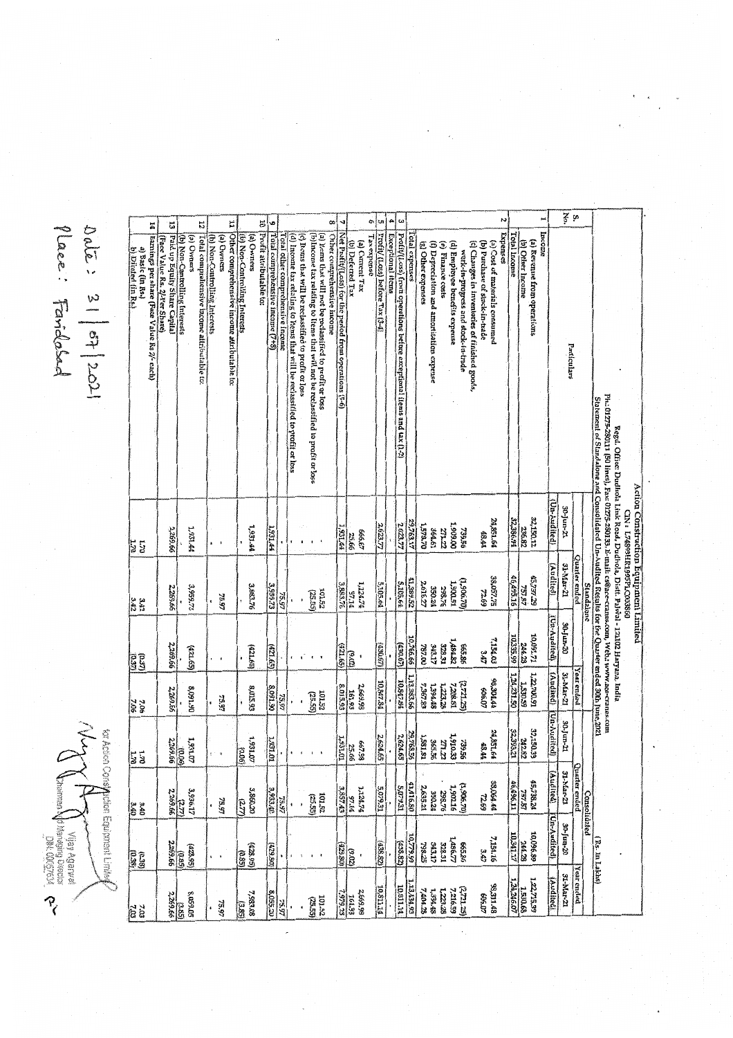# Action Construction Equipment Limited

CIN : L74899HR1995PLC053860

Regd. Office: Dudhola Link Road, Dudhola, Distt. Palwal - 121102 Haryana, India

Ph.: 01275-280111 (50 lines), Fax: 01275-280133, E-mail: cs@ace-cranes.com, Web.: www.ace-cranes.com

Statement of Standalone and Consolidated Un-Audited Results for the Quarter and Year ended 30th June,2021

(Rs. In Lakhs)

| S. No. | Particulars | Standalone | | | | Consolidated | | | |
|---|---|---|---|---|---|---|---|---|---|
| | | Quarter ended | | | Year ended | Quarter ended | | | Year ended |
| | | 30-Jun-21 | 31-Mar-21 | 30-Jun-20 | 31-Mar-21 | 30-Jun-21 | 31-Mar-21 | 30-Jun-20 | 31-Mar-21 |
| | | (Un-Audited) | (Audited) | (Un-Audited) | (Audited) | (Un-Audited) | (Audited) | (Un-Audited) | (Audited) |
| 1 | Income | | | | | | | | |
| | (a) Revenue from operations | 32,150.12 | 45,739.29 | 10,091.71 | 1,22,700.91 | 32,150.33 | 45,738.24 | 10,096.89 | 1,22,715.39 |
| | (b) Other Income | 236.82 | 757.87 | 244.28 | 1,530.59 | 242.82 | 757.87 | 244.28 | 1,530.68 |
| | Total Income | 32,386.94 | 46,497.16 | 10,335.99 | 1,24,231.50 | 32,393.15 | 46,496.11 | 10,341.17 | 1,24,246.07 |
| 2 | Expenses | | | | | | | | |
| | (a) Cost of materials consumed | 24,851.64 | 38,057.75 | 7,154.03 | 98,304.44 | 24,851.64 | 38,064.44 | 7,154.16 | 98,311.48 |
| | (b) Purchase of stock-in-trade | 48.44 | 72.69 | 3.47 | 606.07 | 48.44 | 72.69 | 3.47 | 606.07 |
| | (c) Changes in inventories of finished goods, work-in-progress and stock-in-trade | 739.56 | (1,906.70) | 665.86 | (2,721.25) | 739.56 | (1,906.70) | 665.86 | (2,721.25) |
| | (d) Employee benefits expense | 1,909.00 | 1,900.51 | 1,484.82 | 7,208.81 | 1,910.33 | 1,902.16 | 1,486.77 | 7,216.59 |
| | (e) Finance costs | 271.22 | 298.76 | 328.31 | 1,223.28 | 271.22 | 298.76 | 328.31 | 1,223.28 |
| | (f) Depreciation and amortisation expense | 364.61 | 350.24 | 343.17 | 1,394.48 | 365.36 | 350.24 | 343.17 | 1,394.48 |
| | (g) Other expenses | 1,578.70 | 2,616.27 | 787.00 | 7,367.83 | 1,581.81 | 2,635.21 | 798.25 | 7,404.28 |
| | Total expenses | 29,763.17 | 41,389.52 | 10,766.66 | 1,13,383.66 | 29,768.36 | 41,416.80 | 10,779.99 | 1,13,434.93 |
| 3 | Profit/(Loss) from operations before exceptional items and tax (1-2) | 2,623.77 | 5,105.64 | (430.67) | 10,847.84 | 2,624.65 | 5,079.31 | (438.82) | 10,811.14 |
| 4 | Exceptional items | - | - | - | - | - | - | - | - |
| 5 | Profit/(Loss) before Tax (3-4) | 2,623.77 | 5,105.64 | (430.67) | 10,847.84 | 2,624.65 | 5,079.31 | (438.82) | 10,811.14 |
| 6 | Tax expense | | | | | | | | |
| | (a) Current Tax | 666.67 | 1,124.74 | - | 2,669.98 | 667.98 | 1,124.74 | - | 2,669.98 |
| | (b) Deferred Tax | 25.66 | 97.14 | (9.02) | 161.93 | 25.66 | 97.14 | (9.02) | 161.93 |
| 7 | Net Profit/(Loss) for the period from operations (5-6) | 1,931.44 | 3,883.76 | (421.65) | 8,015.93 | 1,931.01 | 3,857.43 | (429.80) | 7,979.23 |
| 8 | Other comprehensive income | | | | | | | | |
| | (a) Items that will not be reclassified to profit or loss | - | 101.52 | - | 101.52 | - | 101.52 | - | 101.52 |
| | (b) Income tax relating to items that will not be reclassified to profit or loss | - | (25.55) | - | (25.55) | - | (25.55) | - | (25.55) |
| | (c) Items that will be reclassified to profit or loss | - | - | - | - | - | - | - | - |
| | (d) Income tax relating to items that will be reclassified to profit or loss | - | - | - | - | - | - | - | - |
| | Total other comprehensive income | - | 75.97 | - | 75.97 | - | 75.97 | - | 75.97 |
| 9 | Total comprehensive income (7+8) | 1,931.44 | 3,959.73 | (421.65) | 8,091.90 | 1,931.01 | 3,933.40 | (429.80) | 8,055.20 |
| 10 | Profit attributable to: | | | | | | | | |
| | (a) Owners | 1,931.44 | 3,883.76 | (421.65) | 8,015.93 | 1,931.07 | 3,860.20 | (428.95) | 7,983.08 |
| | (b) Non-Controlling Interests | - | - | - | - | (0.06) | (2.77) | (0.85) | (3.85) |
| 11 | Other comprehensive income attributable to: | | | | | | | | |
| | (a) Owners | - | 75.97 | - | 75.97 | - | 75.97 | - | 75.97 |
| | (b) Non-Controlling Interests | - | - | - | - | - | - | - | - |
| 12 | Total comprehensive income attributable to: | | | | | | | | |
| | (a) Owners | 1,931.44 | 3,959.73 | (421.65) | 8,091.90 | 1,931.07 | 3,936.17 | (428.95) | 8,059.05 |
| | (b) Non-Controlling Interests | - | - | - | - | (0.06) | (2.77) | (0.85) | (3.85) |
| 13 | Paid up Equity Share Capital (Face Value Rs. 2/-Per Share) | 2,269.66 | 2,269.66 | 2,269.66 | 2,269.66 | 2,269.66 | 2,269.66 | 2,269.66 | 2,269.66 |
| 14 | Earnings per share (Face Value Rs 2/- each) | | | | | | | | |
| | a) Basic (In Rs) | 1.70 | 3.42 | (0.37) | 7.06 | 1.70 | 3.40 | (0.38) | 7.03 |
| | b) Diluted (In Rs) | 1.70 | 3.42 | (0.37) | 7.06 | 1.70 | 3.40 | (0.38) | 7.03 |

Date: 31/07/2021

Place: Faridabad

for Action Construction Equipment Limited

Vijay Agarwal

Chairman & Managing Director

DIN: 00057634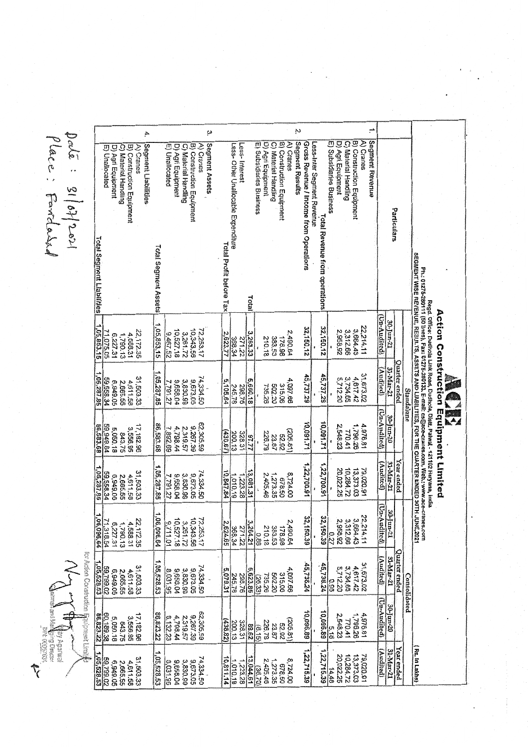# Action Construction Equipment Limited

Regd. Office: Dudhola Link Road, Dudhola, Distt. Palwal - 121102 Haryana, India

Ph.: 01275-280111 (50 lines), Fax: 01275-280133, E-mail: cs@ace-cranes.com, Web.: www.ace-cranes.com

SEGMENT WISE REVENUE, RESULTS, ASSETS AND LIABILITIES, FOR THE QUARTER ENDED 30TH JUNE,2021

(Rs. In Lakhs)

| Particulars | Standalone | | | | Consolidated | | | |
|---|---|---|---|---|---|---|---|---|
| | Quarter ended | | | Year ended | Quarter ended | | | Year ended |
| | 30-Jun-21 | 31-Mar-21 | 30-Jun-20 | 31-Mar-21 | 30-Jun-21 | 31-Mar-21 | 30-Jun-20 | 31-Mar-21 |
| | (Un-Audited) | (Audited) | (Un-Audited) | (Audited) | (Un-Audited) | (Audited) | (Un-Audited) | (Audited) |
| **1. Segment Revenue** | | | | | | | | |
| A) Cranes | 22,214.11 | 31,673.02 | 4,976.81 | 79,020.91 | 22,214.11 | 31,673.02 | 4,976.81 | 79,020.91 |
| B) Construction Equipment | 3,664.43 | 4,617.42 | 1,796.26 | 13,373.03 | 3,664.43 | 4,617.42 | 1,796.26 | 13,373.03 |
| C) Material Handling | 3,312.66 | 3,734.65 | 770.41 | 10,284.72 | 3,312.66 | 3,734.65 | 770.41 | 10,284.72 |
| D) Agri Equipment | 2,958.92 | 5,712.20 | 2,548.23 | 20,022.25 | 2,958.92 | 5,712.20 | 2,548.23 | 20,022.25 |
| E) Subsidiaries Business | - | - | - | - | 0.27 | 0.95 | 5.18 | 14.48 |
| Total Revenue from operations | 32,150.12 | 45,737.29 | 10,091.71 | 1,22,700.91 | 32,150.39 | 45,738.24 | 10,096.89 | 1,22,715.39 |
| Less-Inter Segment Revenue | - | - | - | - | - | - | - | - |
| Gross Revenue / Income from Operations | 32,150.12 | 45,737.29 | 10,091.71 | 1,22,700.91 | 32,150.39 | 45,738.24 | 10,096.89 | 1,22,715.39 |
| **2. Segment Results** | | | | | | | | |
| A) Cranes | 2,490.64 | 4,097.66 | (205.61) | 8,724.00 | 2,490.64 | 4,097.66 | (205.61) | 8,724.00 |
| B) Construction Equipment | 178.98 | 315.06 | 52.92 | 678.50 | 178.98 | 315.06 | 52.92 | 678.50 |
| C) Material Handling | 383.53 | 502.20 | 23.67 | 1,273.35 | 383.53 | 502.20 | 23.67 | 1,273.35 |
| D) Agri Equipment | 210.18 | 735.26 | 226.79 | 2,405.46 | 210.18 | 735.26 | 226.79 | 2,405.46 |
| E) Subsidiaries Business | - | - | - | - | 0.88 | (26.33) | (8.15) | (36.70) |
| Total | 3,263.33 | 5,650.18 | 97.77 | 13,081.31 | 3,264.21 | 5,623.85 | 88.62 | 13,044.61 |
| Less- Interest | 271.22 | 298.76 | 328.31 | 1,223.28 | 271.22 | 298.76 | 328.31 | 1,223.28 |
| Less- Other Unallocable Expenditure | 368.34 | 245.78 | 200.13 | 1,010.19 | 368.34 | 245.78 | 200.13 | 1,010.19 |
| Total Profit before Tax | 2,623.77 | 5,105.64 | (430.67) | 10,847.84 | 2,624.65 | 5,079.31 | (439.82) | 10,811.14 |
| **3. Segment Assets** | | | | | | | | |
| A) Cranes | 72,253.17 | 74,334.50 | 62,305.59 | 74,334.50 | 72,253.17 | 74,334.50 | 62,305.59 | 74,334.50 |
| B) Construction Equipment | 10,343.56 | 9,673.05 | 9,267.39 | 9,673.05 | 10,343.56 | 9,673.05 | 9,267.39 | 9,673.05 |
| C) Material Handling | 3,261.72 | 3,830.99 | 2,349.57 | 3,830.99 | 3,261.72 | 3,830.99 | 2,319.57 | 3,830.99 |
| D) Agri Equipment | 10,527.18 | 9,658.04 | 4,798.44 | 9,658.04 | 10,527.18 | 9,658.04 | 4,798.44 | 9,658.04 |
| E) Unallocated | 9,467.52 | 7,791.27 | 7,862.69 | 7,791.27 | 9,711.01 | 8,031.95 | 8,132.23 | 8,031.95 |
| Total Segment Assets | 1,05,853.15 | 1,05,287.85 | 86,583.68 | 1,05,287.85 | 1,06,096.64 | 1,05,528.53 | 86,823.22 | 1,05,528.53 |
| **4. Segment Liabilities** | | | | | | | | |
| A) Cranes | 22,172.35 | 31,503.33 | 17,182.96 | 31,503.33 | 22,172.35 | 31,503.33 | 17,182.96 | 31,503.33 |
| B) Construction Equipment | 4,588.31 | 4,611.58 | 3,556.95 | 4,611.58 | 4,588.31 | 4,611.58 | 3,556.95 | 4,611.58 |
| C) Material Handling | 1,790.13 | 2,665.55 | 843.75 | 2,665.55 | 1,790.13 | 2,665.55 | 843.75 | 2,665.55 |
| D) Agri Equipment | 6,227.31 | 6,949.05 | 5,050.18 | 6,949.05 | 6,227.31 | 6,949.05 | 5,050.18 | 6,949.05 |
| E) Unallocated | 71,075.05 | 59,558.34 | 59,949.84 | 59,558.34 | 71,318.54 | 59,799.02 | 60,189.38 | 59,799.02 |
| Total Segment Liabilities | 1,05,853.15 | 1,05,287.85 | 86,583.68 | 1,05,287.85 | 1,06,096.64 | 1,05,528.53 | 86,823.22 | 1,05,528.53 |

Date : 31/07/2021

Place : Faridabad

for Action Construction Equipment Limited

Vijay Agarwal
Chairman and Managing Director
DIN: 00057634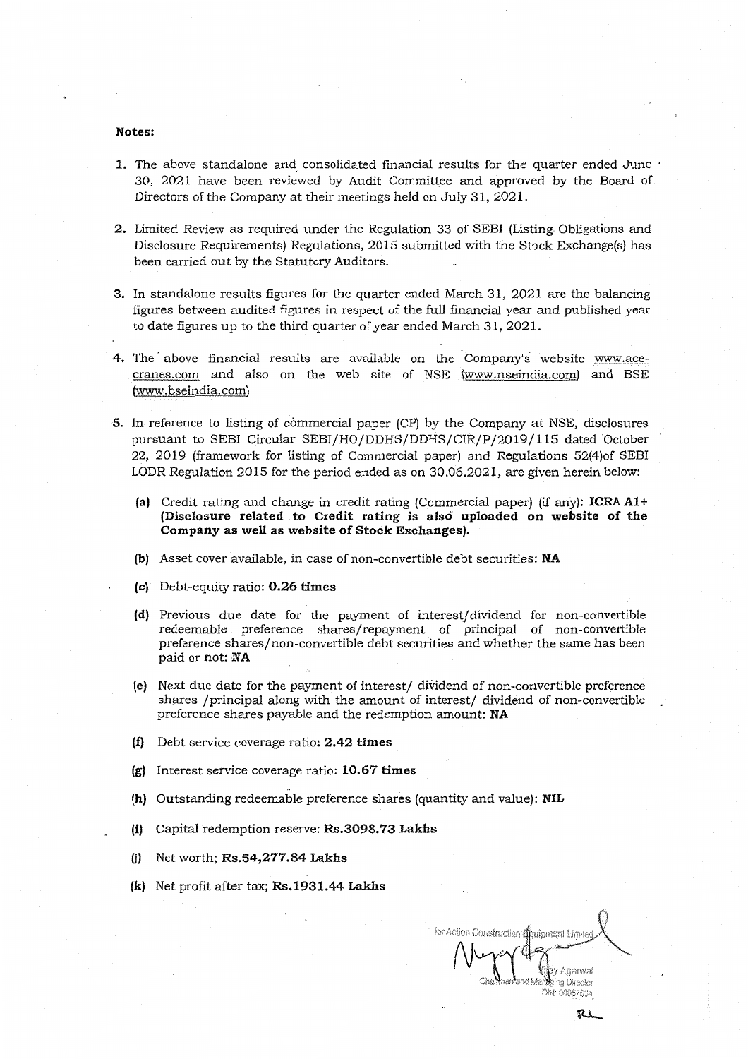**Notes:**

1. The above standalone and consolidated financial results for the quarter ended June 30, 2021 have been reviewed by Audit Committee and approved by the Board of Directors of the Company at their meetings held on July 31, 2021.

2. Limited Review as required under the Regulation 33 of SEBI (Listing Obligations and Disclosure Requirements) Regulations, 2015 submitted with the Stock Exchange(s) has been carried out by the Statutory Auditors.

3. In standalone results figures for the quarter ended March 31, 2021 are the balancing figures between audited figures in respect of the full financial year and published year to date figures up to the third quarter of year ended March 31, 2021.

4. The above financial results are available on the Company's website www.ace-cranes.com and also on the web site of NSE (www.nseindia.com) and BSE (www.bseindia.com)

5. In reference to listing of commercial paper (CP) by the Company at NSE, disclosures pursuant to SEBI Circular SEBI/HO/DDHS/DDHS/CIR/P/2019/115 dated October 22, 2019 (framework for listing of Commercial paper) and Regulations 52(4)of SEBI LODR Regulation 2015 for the period ended as on 30.06.2021, are given herein below:

   (a) Credit rating and change in credit rating (Commercial paper) (if any): **ICRA A1+ (Disclosure related to Credit rating is also uploaded on website of the Company as well as website of Stock Exchanges).**

   (b) Asset cover available, in case of non-convertible debt securities: **NA**

   (c) Debt-equity ratio: **0.26 times**

   (d) Previous due date for the payment of interest/dividend for non-convertible redeemable preference shares/repayment of principal of non-convertible preference shares/non-convertible debt securities and whether the same has been paid or not: **NA**

   (e) Next due date for the payment of interest/ dividend of non-convertible preference shares /principal along with the amount of interest/ dividend of non-convertible preference shares payable and the redemption amount: **NA**

   (f) Debt service coverage ratio: **2.42 times**

   (g) Interest service coverage ratio: **10.67 times**

   (h) Outstanding redeemable preference shares (quantity and value): **NIL**

   (i) Capital redemption reserve: **Rs.3098.73 Lakhs**

   (j) Net worth; **Rs.54,277.84 Lakhs**

   (k) Net profit after tax; **Rs.1931.44 Lakhs**

for Action Construction Equipment Limited

Vijay Agarwal
Chairman and Managing Director
DIN: 00057634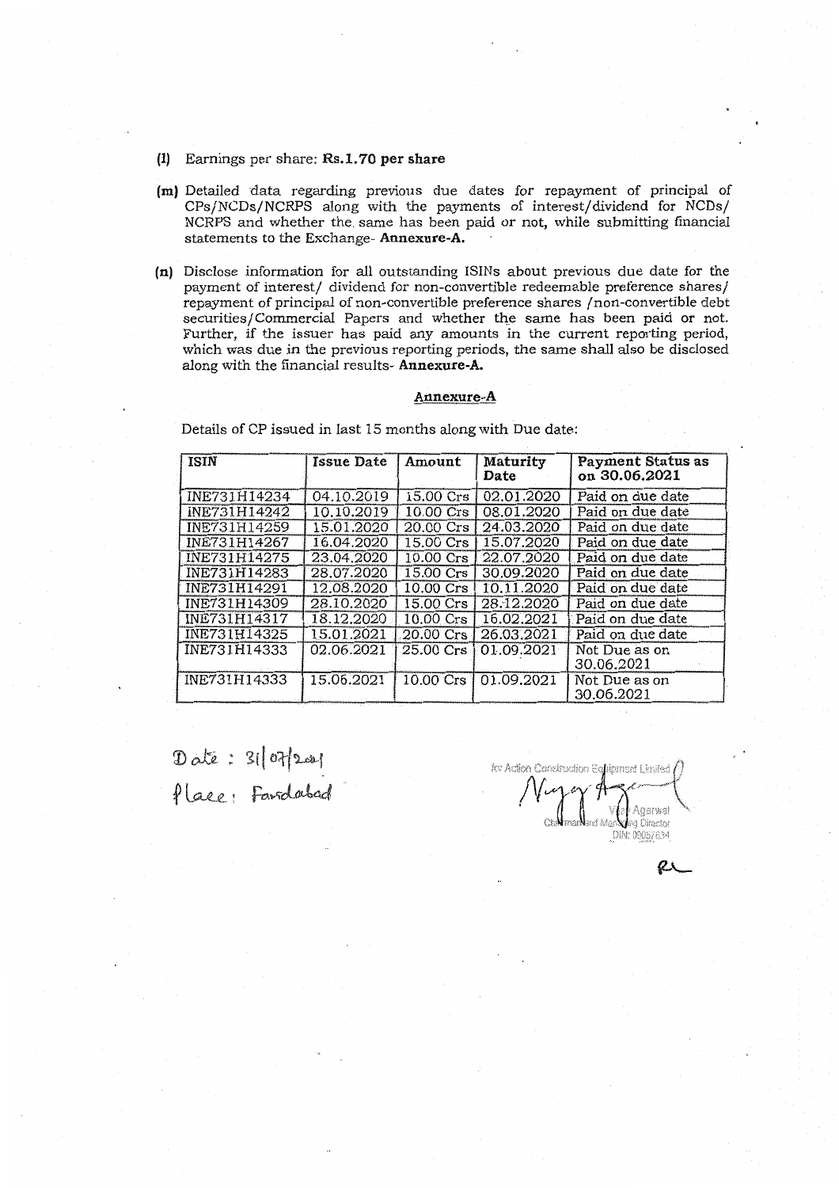(l) Earnings per share: **Rs.1.70 per share**

(m) Detailed data regarding previous due dates for repayment of principal of CPs/NCDs/NCRPS along with the payments of interest/dividend for NCDs/ NCRPS and whether the same has been paid or not, while submitting financial statements to the Exchange- **Annexure-A.**

(n) Disclose information for all outstanding ISINs about previous due date for the payment of interest/ dividend for non-convertible redeemable preference shares/ repayment of principal of non-convertible preference shares /non-convertible debt securities/Commercial Papers and whether the same has been paid or not. Further, if the issuer has paid any amounts in the current reporting period, which was due in the previous reporting periods, the same shall also be disclosed along with the financial results- **Annexure-A.**

**Annexure-A**

Details of CP issued in last 15 months along with Due date:

| ISIN | Issue Date | Amount | Maturity Date | Payment Status as on 30.06.2021 |
|---|---|---|---|---|
| INE731H14234 | 04.10.2019 | 15.00 Crs | 02.01.2020 | Paid on due date |
| INE731H14242 | 10.10.2019 | 10.00 Crs | 08.01.2020 | Paid on due date |
| INE731H14259 | 15.01.2020 | 20.00 Crs | 24.03.2020 | Paid on due date |
| INE731H14267 | 16.04.2020 | 15.00 Crs | 15.07.2020 | Paid on due date |
| INE731H14275 | 23.04.2020 | 10.00 Crs | 22.07.2020 | Paid on due date |
| INE731H14283 | 28.07.2020 | 15.00 Crs | 30.09.2020 | Paid on due date |
| INE731H14291 | 12.08.2020 | 10.00 Crs | 10.11.2020 | Paid on due date |
| INE731H14309 | 28.10.2020 | 15.00 Crs | 28.12.2020 | Paid on due date |
| INE731H14317 | 18.12.2020 | 10.00 Crs | 16.02.2021 | Paid on due date |
| INE731H14325 | 15.01.2021 | 20.00 Crs | 26.03.2021 | Paid on due date |
| INE731H14333 | 02.06.2021 | 25.00 Crs | 01.09.2021 | Not Due as on 30.06.2021 |
| INE731H14333 | 15.06.2021 | 10.00 Crs | 01.09.2021 | Not Due as on 30.06.2021 |

Date : 31/07/2021
Place: Faridabad

for Action Construction Equipment Limited

Vijay Agarwal
Chairman and Managing Director
DIN: 00057634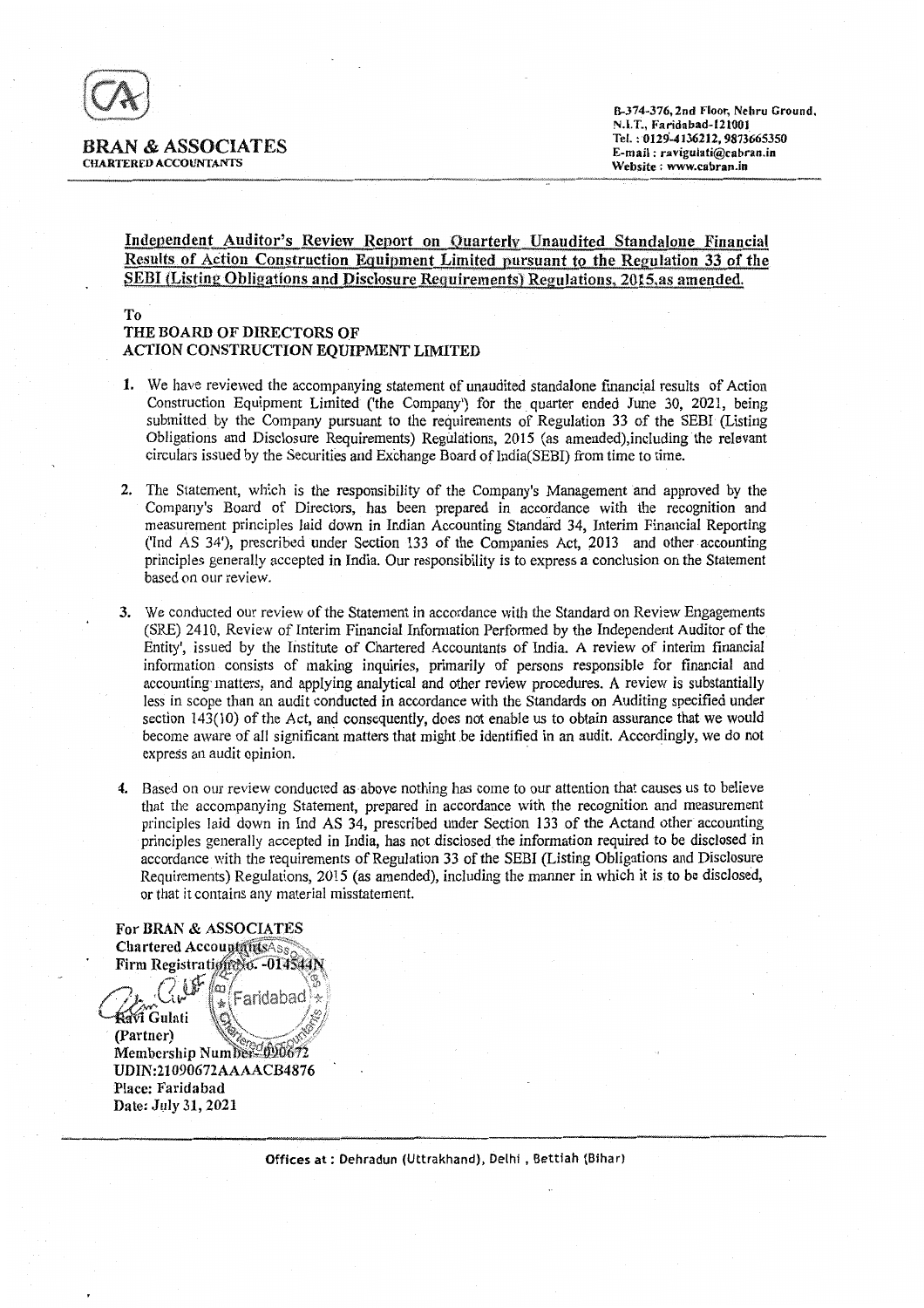**BRAN & ASSOCIATES**
CHARTERED ACCOUNTANTS

B-374-376, 2nd Floor, Nehru Ground,
N.I.T., Faridabad-121001
Tel. : 0129-4136212, 9873665350
E-mail : ravigulati@cabran.in
Website : www.cabran.in

## Independent Auditor's Review Report on Quarterly Unaudited Standalone Financial Results of Action Construction Equipment Limited pursuant to the Regulation 33 of the SEBI (Listing Obligations and Disclosure Requirements) Regulations, 2015,as amended.

To
**THE BOARD OF DIRECTORS OF**
**ACTION CONSTRUCTION EQUIPMENT LIMITED**

1. We have reviewed the accompanying statement of unaudited standalone financial results of Action Construction Equipment Limited ('the Company') for the quarter ended June 30, 2021, being submitted by the Company pursuant to the requirements of Regulation 33 of the SEBI (Listing Obligations and Disclosure Requirements) Regulations, 2015 (as amended),including the relevant circulars issued by the Securities and Exchange Board of India(SEBI) from time to time.

2. The Statement, which is the responsibility of the Company's Management and approved by the Company's Board of Directors, has been prepared in accordance with the recognition and measurement principles laid down in Indian Accounting Standard 34, Interim Financial Reporting ('Ind AS 34'), prescribed under Section 133 of the Companies Act, 2013 and other accounting principles generally accepted in India. Our responsibility is to express a conclusion on the Statement based on our review.

3. We conducted our review of the Statement in accordance with the Standard on Review Engagements (SRE) 2410, Review of Interim Financial Information Performed by the Independent Auditor of the Entity', issued by the Institute of Chartered Accountants of India. A review of interim financial information consists of making inquiries, primarily of persons responsible for financial and accounting matters, and applying analytical and other review procedures. A review is substantially less in scope than an audit conducted in accordance with the Standards on Auditing specified under section 143(10) of the Act, and consequently, does not enable us to obtain assurance that we would become aware of all significant matters that might be identified in an audit. Accordingly, we do not express an audit opinion.

4. Based on our review conducted as above nothing has come to our attention that causes us to believe that the accompanying Statement, prepared in accordance with the recognition and measurement principles laid down in Ind AS 34, prescribed under Section 133 of the Actand other accounting principles generally accepted in India, has not disclosed the information required to be disclosed in accordance with the requirements of Regulation 33 of the SEBI (Listing Obligations and Disclosure Requirements) Regulations, 2015 (as amended), including the manner in which it is to be disclosed, or that it contains any material misstatement.

**For BRAN & ASSOCIATES**
**Chartered Accountants**
**Firm Registration No. -014544N**

**Ravi Gulati**
**(Partner)**
**Membership Number 090672**
**UDIN:21090672AAAACB4876**
**Place: Faridabad**
**Date: July 31, 2021**

**Offices at : Dehradun (Uttrakhand), Delhi , Bettiah (Bihar)**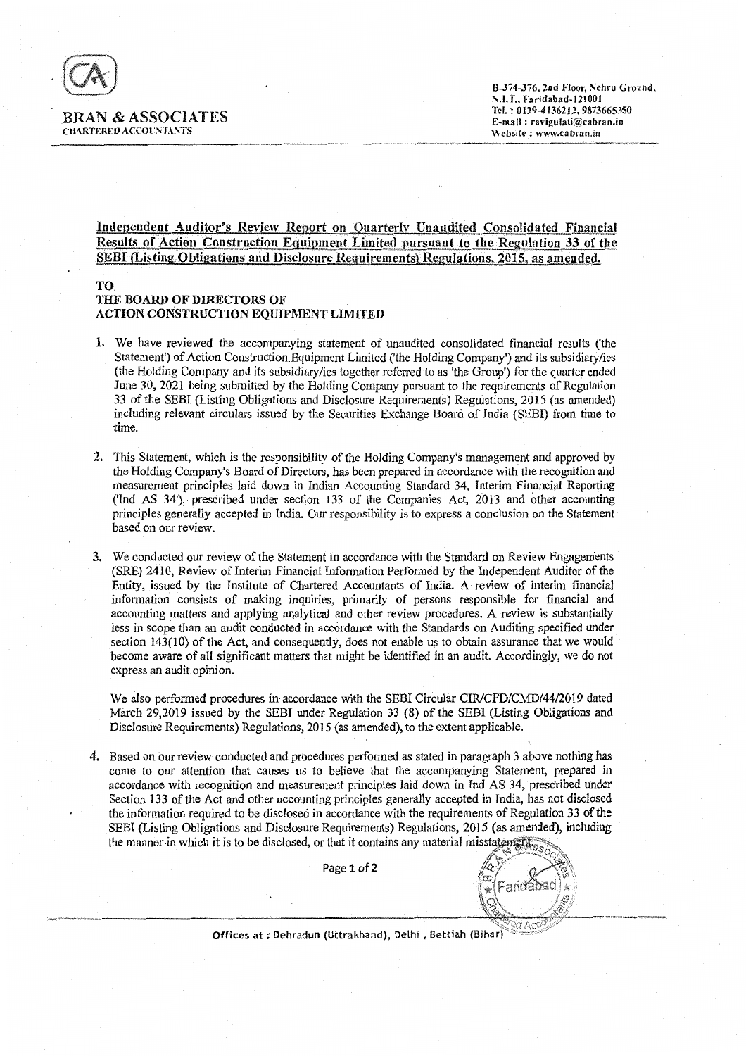**BRAN & ASSOCIATES**
CHARTERED ACCOUNTANTS

B-374-376, 2nd Floor, Nehru Ground,
N.I.T., Faridabad-121001
Tel. : 0129-4136212, 9873665350
E-mail : ravigulati@cabran.in
Website : www.cabran.in

## Independent Auditor's Review Report on Quarterly Unaudited Consolidated Financial Results of Action Construction Equipment Limited pursuant to the Regulation 33 of the SEBI (Listing Obligations and Disclosure Requirements) Regulations, 2015, as amended.

**TO**
**THE BOARD OF DIRECTORS OF**
**ACTION CONSTRUCTION EQUIPMENT LIMITED**

1. We have reviewed the accompanying statement of unaudited consolidated financial results ('the Statement') of Action Construction Equipment Limited ('the Holding Company') and its subsidiary/ies (the Holding Company and its subsidiary/ies together referred to as 'the Group') for the quarter ended June 30, 2021 being submitted by the Holding Company pursuant to the requirements of Regulation 33 of the SEBI (Listing Obligations and Disclosure Requirements) Regulations, 2015 (as amended) including relevant circulars issued by the Securities Exchange Board of India (SEBI) from time to time.

2. This Statement, which is the responsibility of the Holding Company's management and approved by the Holding Company's Board of Directors, has been prepared in accordance with the recognition and measurement principles laid down in Indian Accounting Standard 34, Interim Financial Reporting ('Ind AS 34'), prescribed under section 133 of the Companies Act, 2013 and other accounting principles generally accepted in India. Our responsibility is to express a conclusion on the Statement based on our review.

3. We conducted our review of the Statement in accordance with the Standard on Review Engagements (SRE) 2410, Review of Interim Financial Information Performed by the Independent Auditor of the Entity, issued by the Institute of Chartered Accountants of India. A review of interim financial information consists of making inquiries, primarily of persons responsible for financial and accounting matters and applying analytical and other review procedures. A review is substantially less in scope than an audit conducted in accordance with the Standards on Auditing specified under section 143(10) of the Act, and consequently, does not enable us to obtain assurance that we would become aware of all significant matters that might be identified in an audit. Accordingly, we do not express an audit opinion.

   We also performed procedures in accordance with the SEBI Circular CIR/CFD/CMD/44/2019 dated March 29,2019 issued by the SEBI under Regulation 33 (8) of the SEBI (Listing Obligations and Disclosure Requirements) Regulations, 2015 (as amended), to the extent applicable.

4. Based on our review conducted and procedures performed as stated in paragraph 3 above nothing has come to our attention that causes us to believe that the accompanying Statement, prepared in accordance with recognition and measurement principles laid down in Ind AS 34, prescribed under Section 133 of the Act and other accounting principles generally accepted in India, has not disclosed the information required to be disclosed in accordance with the requirements of Regulation 33 of the SEBI (Listing Obligations and Disclosure Requirements) Regulations, 2015 (as amended), including the manner in which it is to be disclosed, or that it contains any material misstatement.

Offices at : Dehradun (Uttrakhand), Delhi , Bettiah (Bihar)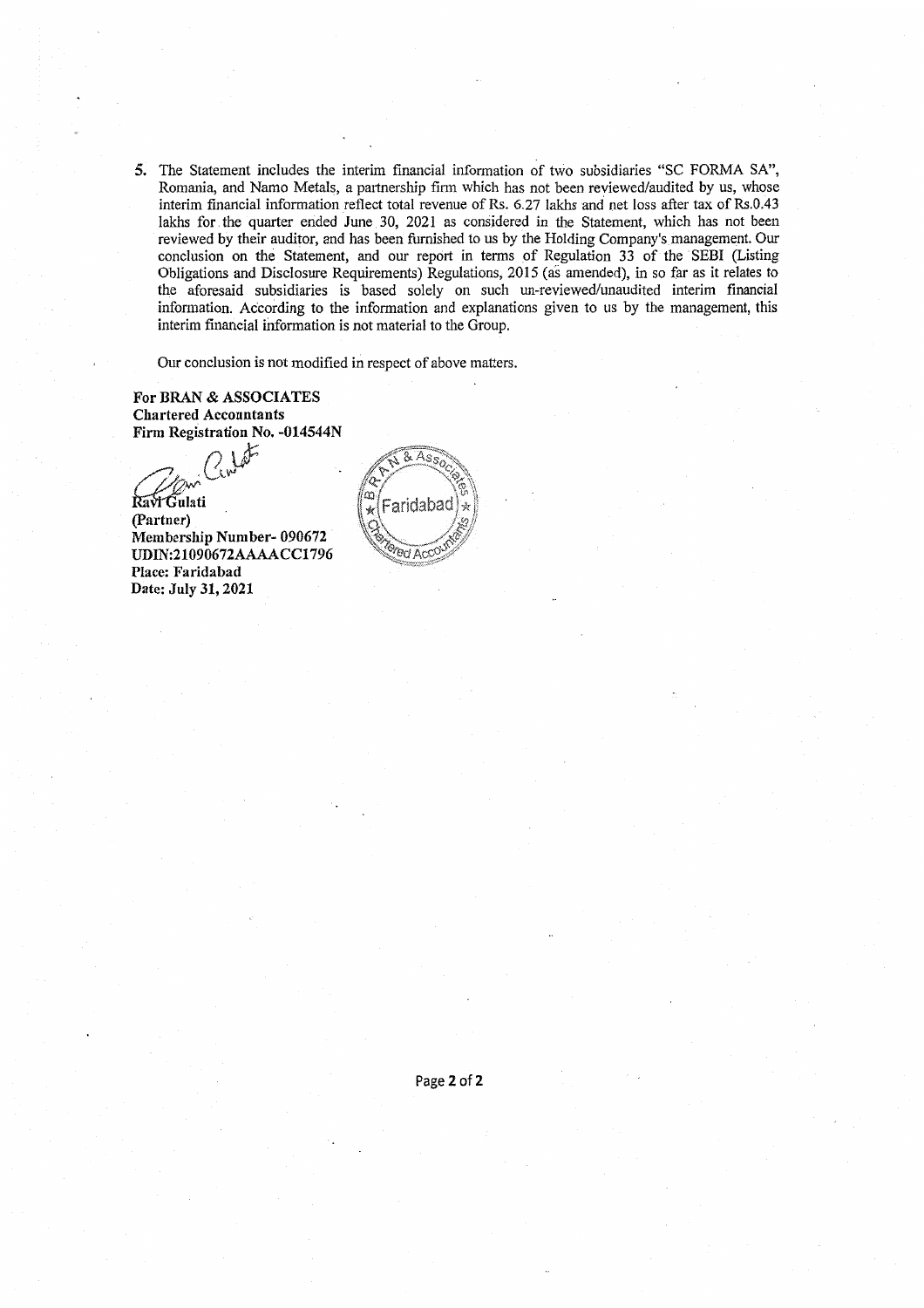5. The Statement includes the interim financial information of two subsidiaries "SC FORMA SA", Romania, and Namo Metals, a partnership firm which has not been reviewed/audited by us, whose interim financial information reflect total revenue of Rs. 6.27 lakhs and net loss after tax of Rs.0.43 lakhs for the quarter ended June 30, 2021 as considered in the Statement, which has not been reviewed by their auditor, and has been furnished to us by the Holding Company's management. Our conclusion on the Statement, and our report in terms of Regulation 33 of the SEBI (Listing Obligations and Disclosure Requirements) Regulations, 2015 (as amended), in so far as it relates to the aforesaid subsidiaries is based solely on such un-reviewed/unaudited interim financial information. According to the information and explanations given to us by the management, this interim financial information is not material to the Group.

Our conclusion is not modified in respect of above matters.

**For BRAN & ASSOCIATES**
**Chartered Accountants**
**Firm Registration No. -014544N**

**Ravi Gulati**
**(Partner)**
**Membership Number- 090672**
**UDIN:21090672AAAACC1796**
**Place: Faridabad**
**Date: July 31, 2021**